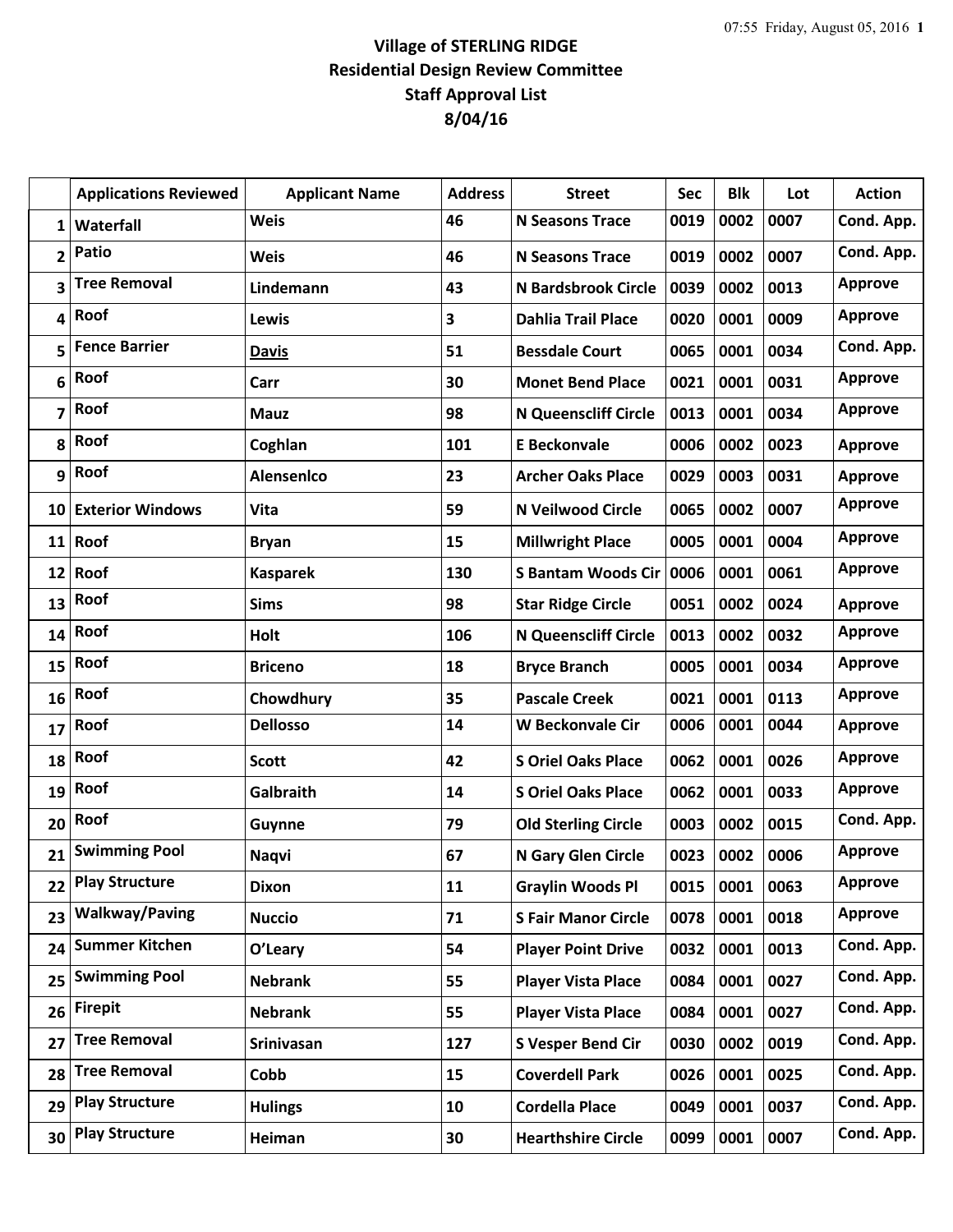**Village of STERLING RIDGE**
**Residential Design Review Committee**
**Staff Approval List**
**8/04/16**

| | Applications Reviewed | Applicant Name | Address | Street | Sec | Blk | Lot | Action |
|---|---|---|---|---|---|---|---|---|
| 1 | Waterfall | Weis | 46 | N Seasons Trace | 0019 | 0002 | 0007 | Cond. App. |
| 2 | Patio | Weis | 46 | N Seasons Trace | 0019 | 0002 | 0007 | Cond. App. |
| 3 | Tree Removal | Lindemann | 43 | N Bardsbrook Circle | 0039 | 0002 | 0013 | Approve |
| 4 | Roof | Lewis | 3 | Dahlia Trail Place | 0020 | 0001 | 0009 | Approve |
| 5 | Fence Barrier | Davis | 51 | Bessdale Court | 0065 | 0001 | 0034 | Cond. App. |
| 6 | Roof | Carr | 30 | Monet Bend Place | 0021 | 0001 | 0031 | Approve |
| 7 | Roof | Mauz | 98 | N Queenscliff Circle | 0013 | 0001 | 0034 | Approve |
| 8 | Roof | Coghlan | 101 | E Beckonvale | 0006 | 0002 | 0023 | Approve |
| 9 | Roof | Alensenlco | 23 | Archer Oaks Place | 0029 | 0003 | 0031 | Approve |
| 10 | Exterior Windows | Vita | 59 | N Veilwood Circle | 0065 | 0002 | 0007 | Approve |
| 11 | Roof | Bryan | 15 | Millwright Place | 0005 | 0001 | 0004 | Approve |
| 12 | Roof | Kasparek | 130 | S Bantam Woods Cir | 0006 | 0001 | 0061 | Approve |
| 13 | Roof | Sims | 98 | Star Ridge Circle | 0051 | 0002 | 0024 | Approve |
| 14 | Roof | Holt | 106 | N Queenscliff Circle | 0013 | 0002 | 0032 | Approve |
| 15 | Roof | Briceno | 18 | Bryce Branch | 0005 | 0001 | 0034 | Approve |
| 16 | Roof | Chowdhury | 35 | Pascale Creek | 0021 | 0001 | 0113 | Approve |
| 17 | Roof | Dellosso | 14 | W Beckonvale Cir | 0006 | 0001 | 0044 | Approve |
| 18 | Roof | Scott | 42 | S Oriel Oaks Place | 0062 | 0001 | 0026 | Approve |
| 19 | Roof | Galbraith | 14 | S Oriel Oaks Place | 0062 | 0001 | 0033 | Approve |
| 20 | Roof | Guynne | 79 | Old Sterling Circle | 0003 | 0002 | 0015 | Cond. App. |
| 21 | Swimming Pool | Naqvi | 67 | N Gary Glen Circle | 0023 | 0002 | 0006 | Approve |
| 22 | Play Structure | Dixon | 11 | Graylin Woods Pl | 0015 | 0001 | 0063 | Approve |
| 23 | Walkway/Paving | Nuccio | 71 | S Fair Manor Circle | 0078 | 0001 | 0018 | Approve |
| 24 | Summer Kitchen | O'Leary | 54 | Player Point Drive | 0032 | 0001 | 0013 | Cond. App. |
| 25 | Swimming Pool | Nebrank | 55 | Player Vista Place | 0084 | 0001 | 0027 | Cond. App. |
| 26 | Firepit | Nebrank | 55 | Player Vista Place | 0084 | 0001 | 0027 | Cond. App. |
| 27 | Tree Removal | Srinivasan | 127 | S Vesper Bend Cir | 0030 | 0002 | 0019 | Cond. App. |
| 28 | Tree Removal | Cobb | 15 | Coverdell Park | 0026 | 0001 | 0025 | Cond. App. |
| 29 | Play Structure | Hulings | 10 | Cordella Place | 0049 | 0001 | 0037 | Cond. App. |
| 30 | Play Structure | Heiman | 30 | Hearthshire Circle | 0099 | 0001 | 0007 | Cond. App. |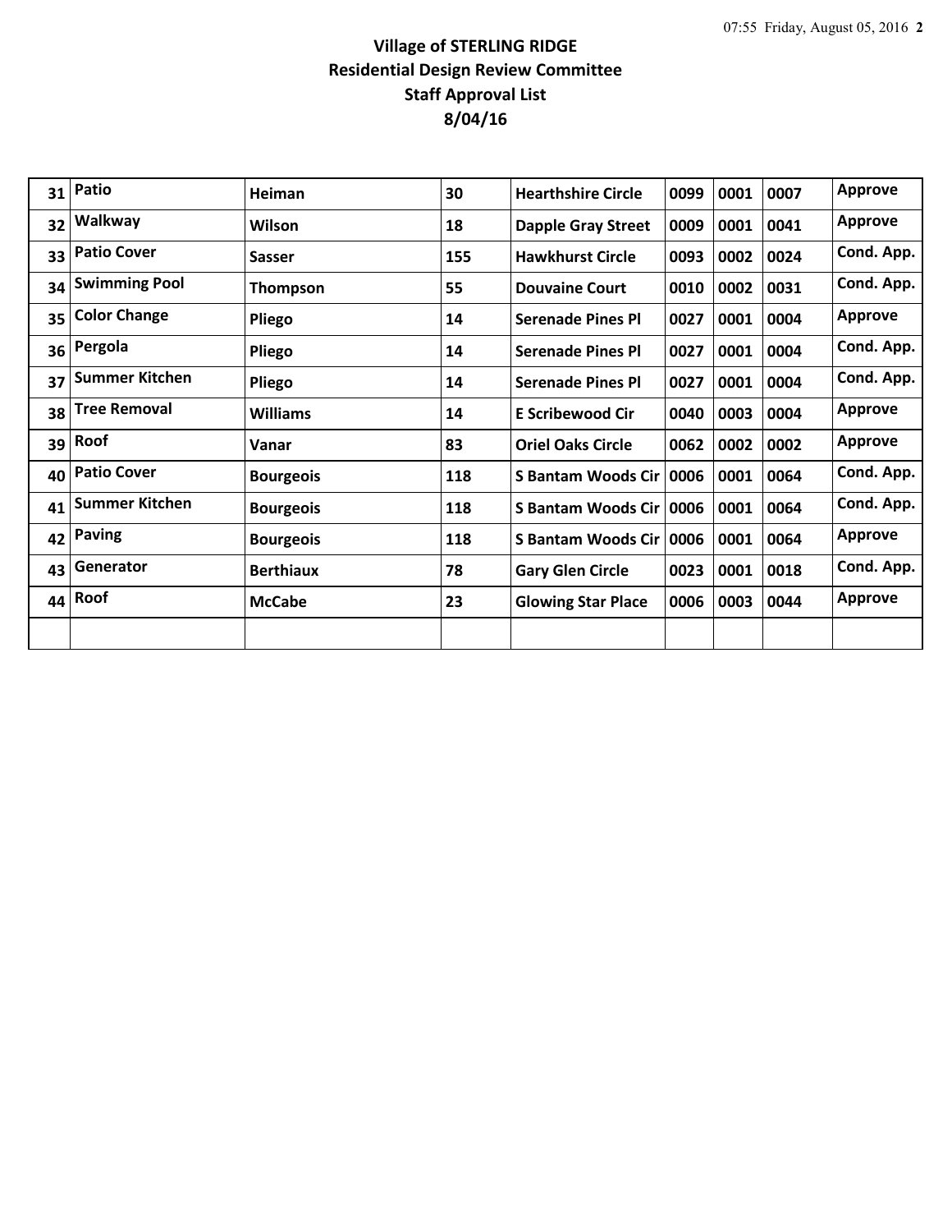## Village of STERLING RIDGE
## Residential Design Review Committee
## Staff Approval List
## 8/04/16

| | | | | | | | | |
|---|---|---|---|---|---|---|---|---|
| 31 | **Patio** | **Heiman** | **30** | **Hearthshire Circle** | **0099** | **0001** | **0007** | **Approve** |
| 32 | **Walkway** | **Wilson** | **18** | **Dapple Gray Street** | **0009** | **0001** | **0041** | **Approve** |
| 33 | **Patio Cover** | **Sasser** | **155** | **Hawkhurst Circle** | **0093** | **0002** | **0024** | **Cond. App.** |
| 34 | **Swimming Pool** | **Thompson** | **55** | **Douvaine Court** | **0010** | **0002** | **0031** | **Cond. App.** |
| 35 | **Color Change** | **Pliego** | **14** | **Serenade Pines Pl** | **0027** | **0001** | **0004** | **Approve** |
| 36 | **Pergola** | **Pliego** | **14** | **Serenade Pines Pl** | **0027** | **0001** | **0004** | **Cond. App.** |
| 37 | **Summer Kitchen** | **Pliego** | **14** | **Serenade Pines Pl** | **0027** | **0001** | **0004** | **Cond. App.** |
| 38 | **Tree Removal** | **Williams** | **14** | **E Scribewood Cir** | **0040** | **0003** | **0004** | **Approve** |
| 39 | **Roof** | **Vanar** | **83** | **Oriel Oaks Circle** | **0062** | **0002** | **0002** | **Approve** |
| 40 | **Patio Cover** | **Bourgeois** | **118** | **S Bantam Woods Cir** | **0006** | **0001** | **0064** | **Cond. App.** |
| 41 | **Summer Kitchen** | **Bourgeois** | **118** | **S Bantam Woods Cir** | **0006** | **0001** | **0064** | **Cond. App.** |
| 42 | **Paving** | **Bourgeois** | **118** | **S Bantam Woods Cir** | **0006** | **0001** | **0064** | **Approve** |
| 43 | **Generator** | **Berthiaux** | **78** | **Gary Glen Circle** | **0023** | **0001** | **0018** | **Cond. App.** |
| 44 | **Roof** | **McCabe** | **23** | **Glowing Star Place** | **0006** | **0003** | **0044** | **Approve** |
| | | | | | | | | |